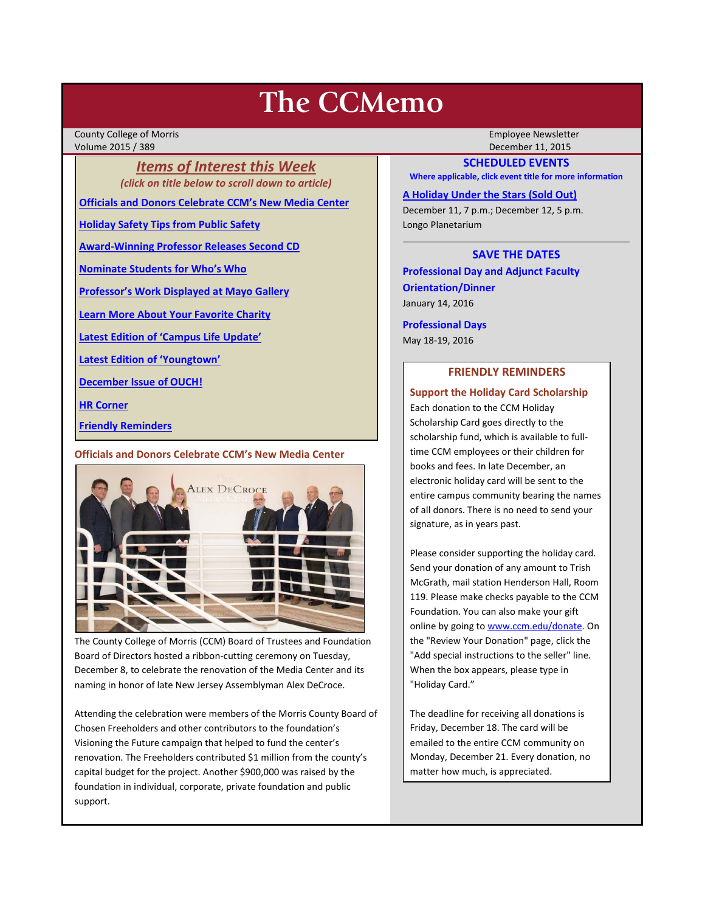# The CCMemo

County College of Morris
Volume 2015 / 389

Employee Newsletter
December 11, 2015

## *Items of Interest this Week*

*(click on title below to scroll down to article)*

- Officials and Donors Celebrate CCM's New Media Center
- Holiday Safety Tips from Public Safety
- Award-Winning Professor Releases Second CD
- Nominate Students for Who's Who
- Professor's Work Displayed at Mayo Gallery
- Learn More About Your Favorite Charity
- Latest Edition of 'Campus Life Update'
- Latest Edition of 'Youngtown'
- December Issue of OUCH!
- HR Corner
- Friendly Reminders

### Officials and Donors Celebrate CCM's New Media Center

The County College of Morris (CCM) Board of Trustees and Foundation Board of Directors hosted a ribbon-cutting ceremony on Tuesday, December 8, to celebrate the renovation of the Media Center and its naming in honor of late New Jersey Assemblyman Alex DeCroce.

Attending the celebration were members of the Morris County Board of Chosen Freeholders and other contributors to the foundation's Visioning the Future campaign that helped to fund the center's renovation. The Freeholders contributed $1 million from the county's capital budget for the project. Another $900,000 was raised by the foundation in individual, corporate, private foundation and public support.

## SCHEDULED EVENTS

**Where applicable, click event title for more information**

**A Holiday Under the Stars (Sold Out)**
December 11, 7 p.m.; December 12, 5 p.m.
Longo Planetarium

## SAVE THE DATES

**Professional Day and Adjunct Faculty Orientation/Dinner**
January 14, 2016

**Professional Days**
May 18-19, 2016

## FRIENDLY REMINDERS

### Support the Holiday Card Scholarship

Each donation to the CCM Holiday Scholarship Card goes directly to the scholarship fund, which is available to full-time CCM employees or their children for books and fees. In late December, an electronic holiday card will be sent to the entire campus community bearing the names of all donors. There is no need to send your signature, as in years past.

Please consider supporting the holiday card. Send your donation of any amount to Trish McGrath, mail station Henderson Hall, Room 119. Please make checks payable to the CCM Foundation. You can also make your gift online by going to www.ccm.edu/donate. On the "Review Your Donation" page, click the "Add special instructions to the seller" line. When the box appears, please type in "Holiday Card."

The deadline for receiving all donations is Friday, December 18. The card will be emailed to the entire CCM community on Monday, December 21. Every donation, no matter how much, is appreciated.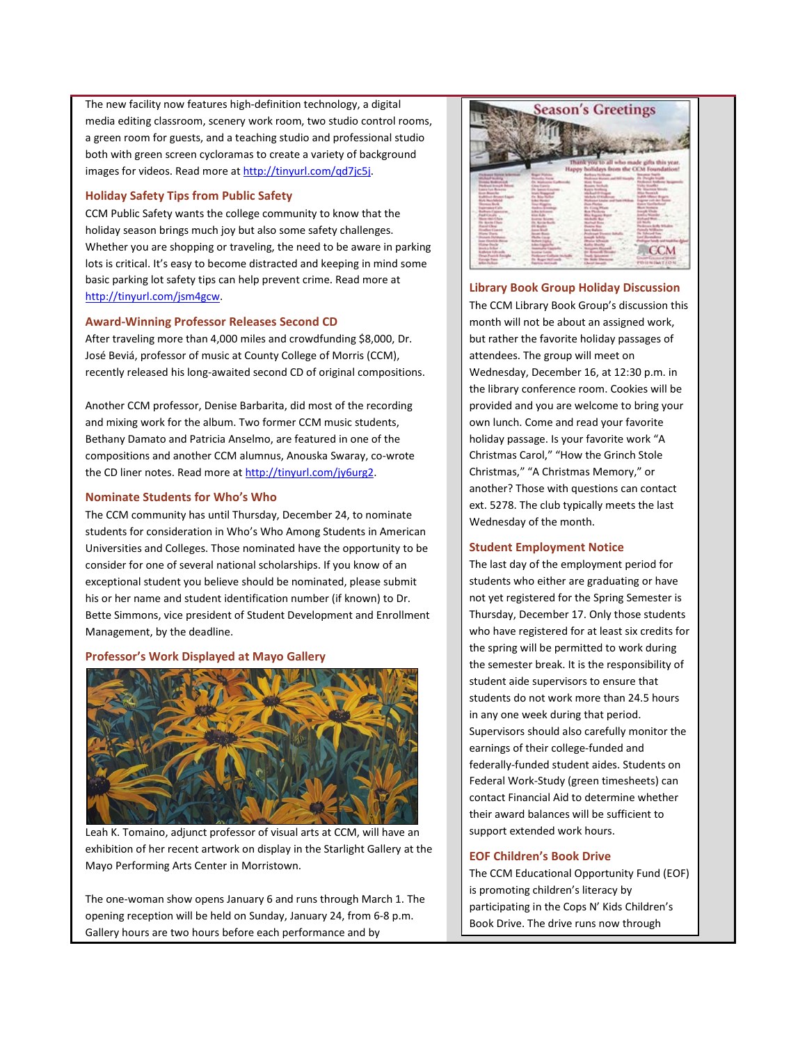The new facility now features high-definition technology, a digital media editing classroom, scenery work room, two studio control rooms, a green room for guests, and a teaching studio and professional studio both with green screen cycloramas to create a variety of background images for videos. Read more at http://tinyurl.com/qd7jc5j.

### Holiday Safety Tips from Public Safety

CCM Public Safety wants the college community to know that the holiday season brings much joy but also some safety challenges. Whether you are shopping or traveling, the need to be aware in parking lots is critical. It's easy to become distracted and keeping in mind some basic parking lot safety tips can help prevent crime. Read more at http://tinyurl.com/jsm4gcw.

### Award-Winning Professor Releases Second CD

After traveling more than 4,000 miles and crowdfunding $8,000, Dr. José Beviá, professor of music at County College of Morris (CCM), recently released his long-awaited second CD of original compositions.

Another CCM professor, Denise Barbarita, did most of the recording and mixing work for the album. Two former CCM music students, Bethany Damato and Patricia Anselmo, are featured in one of the compositions and another CCM alumnus, Anouska Swaray, co-wrote the CD liner notes. Read more at http://tinyurl.com/jy6urg2.

### Nominate Students for Who's Who

The CCM community has until Thursday, December 24, to nominate students for consideration in Who's Who Among Students in American Universities and Colleges. Those nominated have the opportunity to be consider for one of several national scholarships. If you know of an exceptional student you believe should be nominated, please submit his or her name and student identification number (if known) to Dr. Bette Simmons, vice president of Student Development and Enrollment Management, by the deadline.

### Professor's Work Displayed at Mayo Gallery

Leah K. Tomaino, adjunct professor of visual arts at CCM, will have an exhibition of her recent artwork on display in the Starlight Gallery at the Mayo Performing Arts Center in Morristown.

The one-woman show opens January 6 and runs through March 1. The opening reception will be held on Sunday, January 24, from 6-8 p.m. Gallery hours are two hours before each performance and by

### Library Book Group Holiday Discussion

The CCM Library Book Group's discussion this month will not be about an assigned work, but rather the favorite holiday passages of attendees. The group will meet on Wednesday, December 16, at 12:30 p.m. in the library conference room. Cookies will be provided and you are welcome to bring your own lunch. Come and read your favorite holiday passage. Is your favorite work "A Christmas Carol," "How the Grinch Stole Christmas," "A Christmas Memory," or another? Those with questions can contact ext. 5278. The club typically meets the last Wednesday of the month.

### Student Employment Notice

The last day of the employment period for students who either are graduating or have not yet registered for the Spring Semester is Thursday, December 17. Only those students who have registered for at least six credits for the spring will be permitted to work during the semester break. It is the responsibility of student aide supervisors to ensure that students do not work more than 24.5 hours in any one week during that period. Supervisors should also carefully monitor the earnings of their college-funded and federally-funded student aides. Students on Federal Work-Study (green timesheets) can contact Financial Aid to determine whether their award balances will be sufficient to support extended work hours.

### EOF Children's Book Drive

The CCM Educational Opportunity Fund (EOF) is promoting children's literacy by participating in the Cops N' Kids Children's Book Drive. The drive runs now through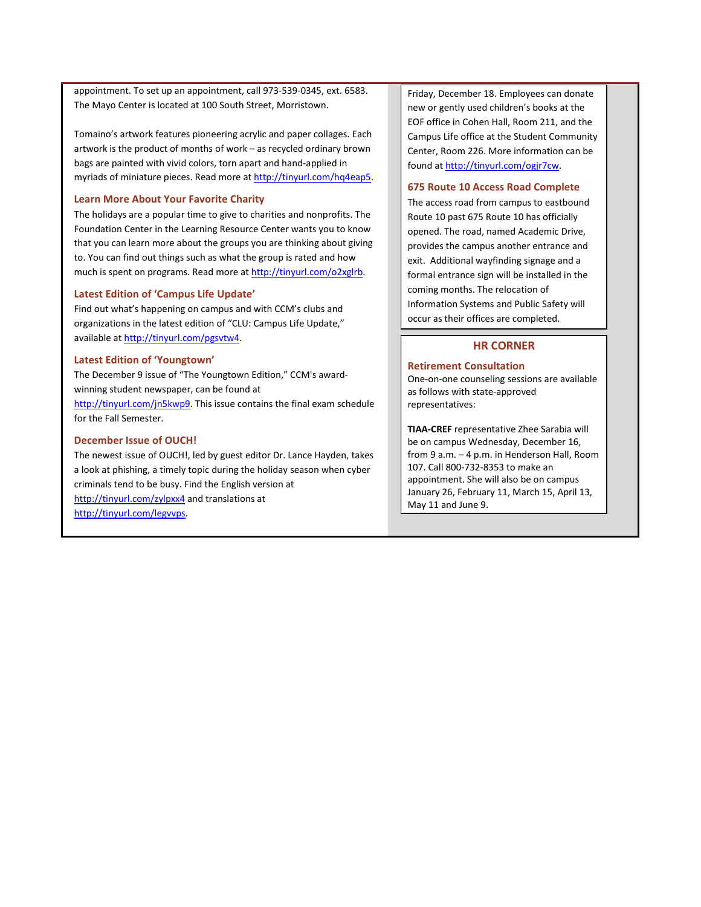appointment. To set up an appointment, call 973-539-0345, ext. 6583. The Mayo Center is located at 100 South Street, Morristown.

Tomaino's artwork features pioneering acrylic and paper collages. Each artwork is the product of months of work – as recycled ordinary brown bags are painted with vivid colors, torn apart and hand-applied in myriads of miniature pieces. Read more at http://tinyurl.com/hq4eap5.

### Learn More About Your Favorite Charity

The holidays are a popular time to give to charities and nonprofits. The Foundation Center in the Learning Resource Center wants you to know that you can learn more about the groups you are thinking about giving to. You can find out things such as what the group is rated and how much is spent on programs. Read more at http://tinyurl.com/o2xglrb.

### Latest Edition of 'Campus Life Update'

Find out what's happening on campus and with CCM's clubs and organizations in the latest edition of "CLU: Campus Life Update," available at http://tinyurl.com/pgsvtw4.

### Latest Edition of 'Youngtown'

The December 9 issue of "The Youngtown Edition," CCM's award-winning student newspaper, can be found at http://tinyurl.com/jn5kwp9. This issue contains the final exam schedule for the Fall Semester.

### December Issue of OUCH!

The newest issue of OUCH!, led by guest editor Dr. Lance Hayden, takes a look at phishing, a timely topic during the holiday season when cyber criminals tend to be busy. Find the English version at http://tinyurl.com/zylpxx4 and translations at http://tinyurl.com/legvvps.

Friday, December 18. Employees can donate new or gently used children's books at the EOF office in Cohen Hall, Room 211, and the Campus Life office at the Student Community Center, Room 226. More information can be found at http://tinyurl.com/ogjr7cw.

### 675 Route 10 Access Road Complete

The access road from campus to eastbound Route 10 past 675 Route 10 has officially opened. The road, named Academic Drive, provides the campus another entrance and exit. Additional wayfinding signage and a formal entrance sign will be installed in the coming months. The relocation of Information Systems and Public Safety will occur as their offices are completed.

## HR CORNER

### Retirement Consultation

One-on-one counseling sessions are available as follows with state-approved representatives:

**TIAA-CREF** representative Zhee Sarabia will be on campus Wednesday, December 16, from 9 a.m. – 4 p.m. in Henderson Hall, Room 107. Call 800-732-8353 to make an appointment. She will also be on campus January 26, February 11, March 15, April 13, May 11 and June 9.